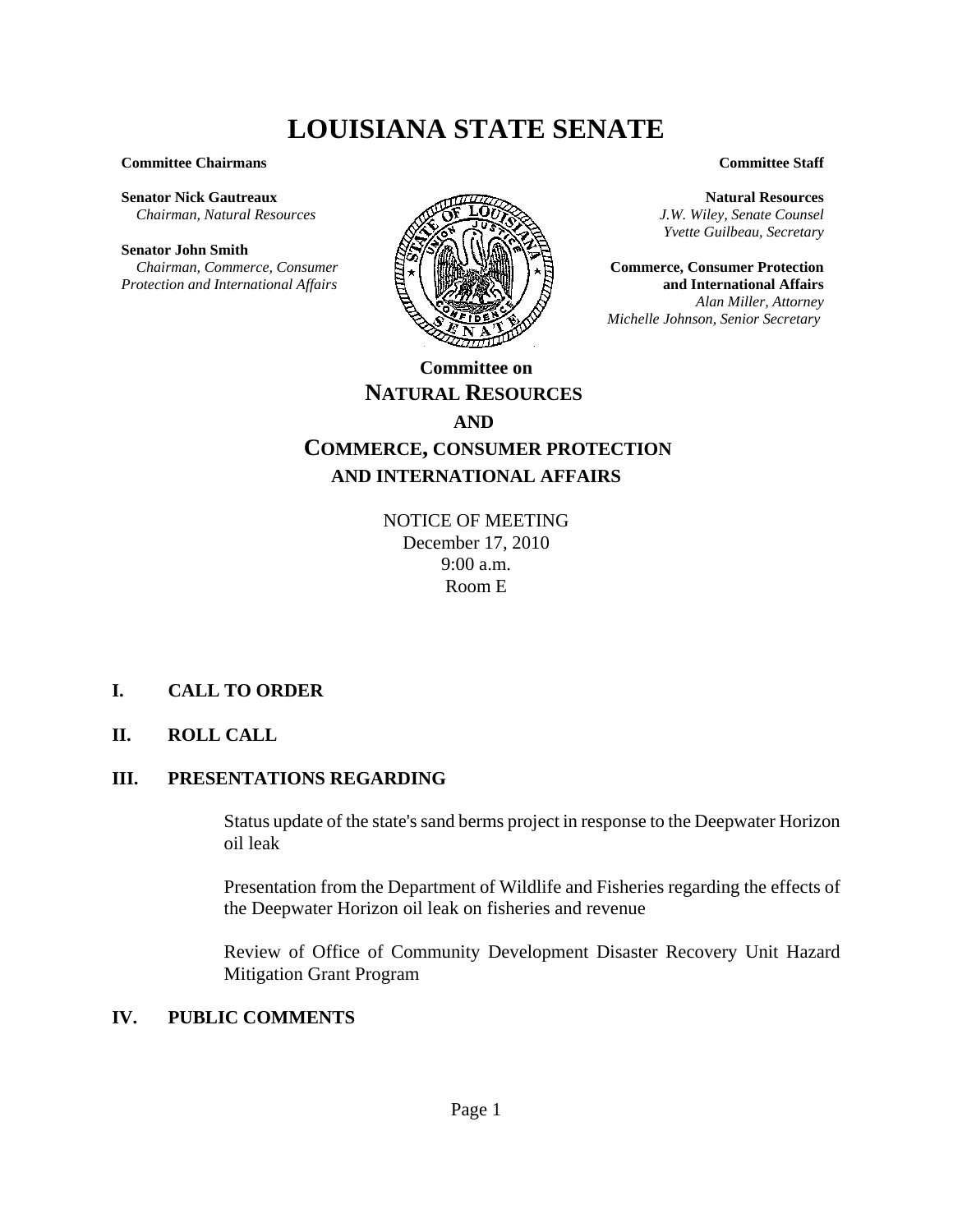# LOUISIANA STATE SENATE

**Committee Chairmans**

**Senator Nick Gautreaux**
*Chairman, Natural Resources*

**Senator John Smith**
*Chairman, Commerce, Consumer Protection and International Affairs*

**Committee Staff**

**Natural Resources**
*J.W. Wiley, Senate Counsel*
*Yvette Guilbeau, Secretary*

**Commerce, Consumer Protection and International Affairs**
*Alan Miller, Attorney*
*Michelle Johnson, Senior Secretary*

## Committee on NATURAL RESOURCES AND COMMERCE, CONSUMER PROTECTION AND INTERNATIONAL AFFAIRS

NOTICE OF MEETING
December 17, 2010
9:00 a.m.
Room E

**I. CALL TO ORDER**

**II. ROLL CALL**

**III. PRESENTATIONS REGARDING**

Status update of the state's sand berms project in response to the Deepwater Horizon oil leak

Presentation from the Department of Wildlife and Fisheries regarding the effects of the Deepwater Horizon oil leak on fisheries and revenue

Review of Office of Community Development Disaster Recovery Unit Hazard Mitigation Grant Program

**IV. PUBLIC COMMENTS**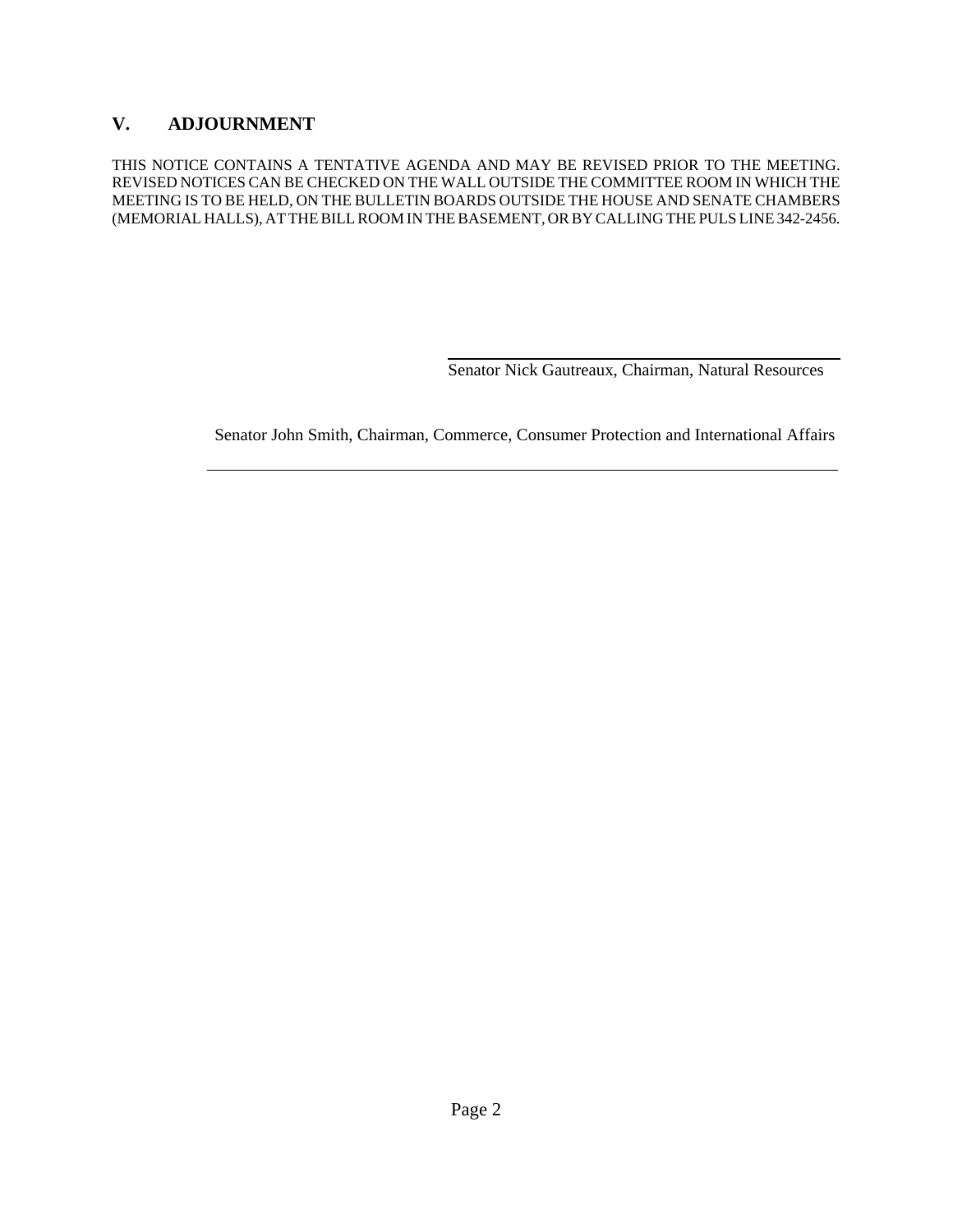## V. ADJOURNMENT

THIS NOTICE CONTAINS A TENTATIVE AGENDA AND MAY BE REVISED PRIOR TO THE MEETING. REVISED NOTICES CAN BE CHECKED ON THE WALL OUTSIDE THE COMMITTEE ROOM IN WHICH THE MEETING IS TO BE HELD, ON THE BULLETIN BOARDS OUTSIDE THE HOUSE AND SENATE CHAMBERS (MEMORIAL HALLS), AT THE BILL ROOM IN THE BASEMENT, OR BY CALLING THE PULS LINE 342-2456.

Senator Nick Gautreaux, Chairman, Natural Resources

Senator John Smith, Chairman, Commerce, Consumer Protection and International Affairs